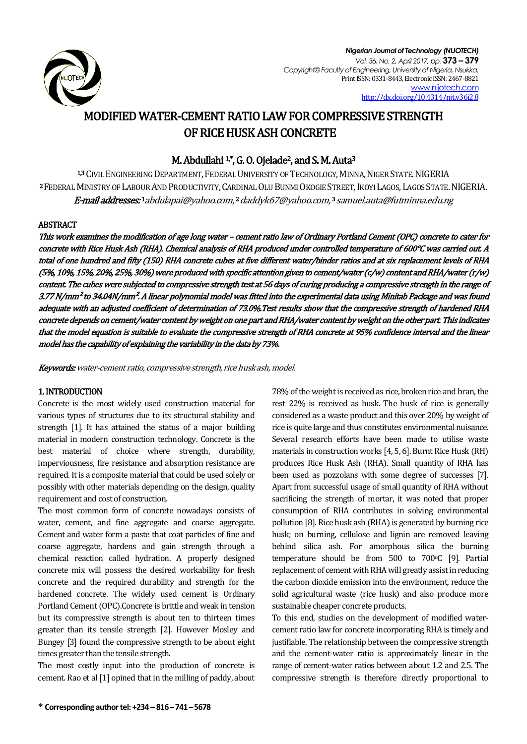# MODIFIED WATER-CEMENT RATIO LAW FOR COMPRESSIVE STRENGTH OF RICE HUSK ASH CONCRETE

**M. Abdullahi [1,*], G. O. Ojelade [2], and S. M. Auta [3]**

[1,3] CIVIL ENGINEERING DEPARTMENT, FEDERAL UNIVERSITY OF TECHNOLOGY, MINNA, NIGER STATE. NIGERIA
[2] FEDERAL MINISTRY OF LABOUR AND PRODUCTIVITY, CARDINAL OLU BUNMI OKOGIE STREET, IKOYI LAGOS, LAGOS STATE. NIGERIA.
*E-mail addresses:* [1] abdulapai@yahoo.com, [2] daddyk67@yahoo.com, [3] samuel.auta@futminna.edu.ng

## ABSTRACT

*This work examines the modification of age long water – cement ratio law of Ordinary Portland Cement (OPC) concrete to cater for concrete with Rice Husk Ash (RHA). Chemical analysis of RHA produced under controlled temperature of 600°C was carried out. A total of one hundred and fifty (150) RHA concrete cubes at five different water/binder ratios and at six replacement levels of RHA (5%, 10%, 15%, 20%, 25%, 30%) were produced with specific attention given to cement/water (c/w) content and RHA/water (r/w) content. The cubes were subjected to compressive strength test at 56 days of curing producing a compressive strength in the range of 3.77 N/mm² to 34.04N/mm². A linear polynomial model was fitted into the experimental data using Minitab Package and was found adequate with an adjusted coefficient of determination of 73.0%.Test results show that the compressive strength of hardened RHA concrete depends on cement/water content by weight on one part and RHA/water content by weight on the other part. This indicates that the model equation is suitable to evaluate the compressive strength of RHA concrete at 95% confidence interval and the linear model has the capability of explaining the variability in the data by 73%.*

***Keywords:*** *water-cement ratio, compressive strength, rice husk ash, model.*

## 1. INTRODUCTION

Concrete is the most widely used construction material for various types of structures due to its structural stability and strength [1]. It has attained the status of a major building material in modern construction technology. Concrete is the best material of choice where strength, durability, imperviousness, fire resistance and absorption resistance are required. It is a composite material that could be used solely or possibly with other materials depending on the design, quality requirement and cost of construction.

The most common form of concrete nowadays consists of water, cement, and fine aggregate and coarse aggregate. Cement and water form a paste that coat particles of fine and coarse aggregate, hardens and gain strength through a chemical reaction called hydration. A properly designed concrete mix will possess the desired workability for fresh concrete and the required durability and strength for the hardened concrete. The widely used cement is Ordinary Portland Cement (OPC).Concrete is brittle and weak in tension but its compressive strength is about ten to thirteen times greater than its tensile strength [2]. However Mosley and Bungey [3] found the compressive strength to be about eight times greater than the tensile strength.

The most costly input into the production of concrete is cement. Rao et al [1] opined that in the milling of paddy, about 78% of the weight is received as rice, broken rice and bran, the rest 22% is received as husk. The husk of rice is generally considered as a waste product and this over 20% by weight of rice is quite large and thus constitutes environmental nuisance. Several research efforts have been made to utilise waste materials in construction works [4, 5, 6]. Burnt Rice Husk (RH) produces Rice Husk Ash (RHA). Small quantity of RHA has been used as pozzolans with some degree of successes [7]. Apart from successful usage of small quantity of RHA without sacrificing the strength of mortar, it was noted that proper consumption of RHA contributes in solving environmental pollution [8]. Rice husk ash (RHA) is generated by burning rice husk; on burning, cellulose and lignin are removed leaving behind silica ash. For amorphous silica the burning temperature should be from 500 to 700°C [9]. Partial replacement of cement with RHA will greatly assist in reducing the carbon dioxide emission into the environment, reduce the solid agricultural waste (rice husk) and also produce more sustainable cheaper concrete products.

To this end, studies on the development of modified water-cement ratio law for concrete incorporating RHA is timely and justifiable. The relationship between the compressive strength and the cement-water ratio is approximately linear in the range of cement-water ratios between about 1.2 and 2.5. The compressive strength is therefore directly proportional to

\* **Corresponding author tel: +234 – 816 – 741 – 5678**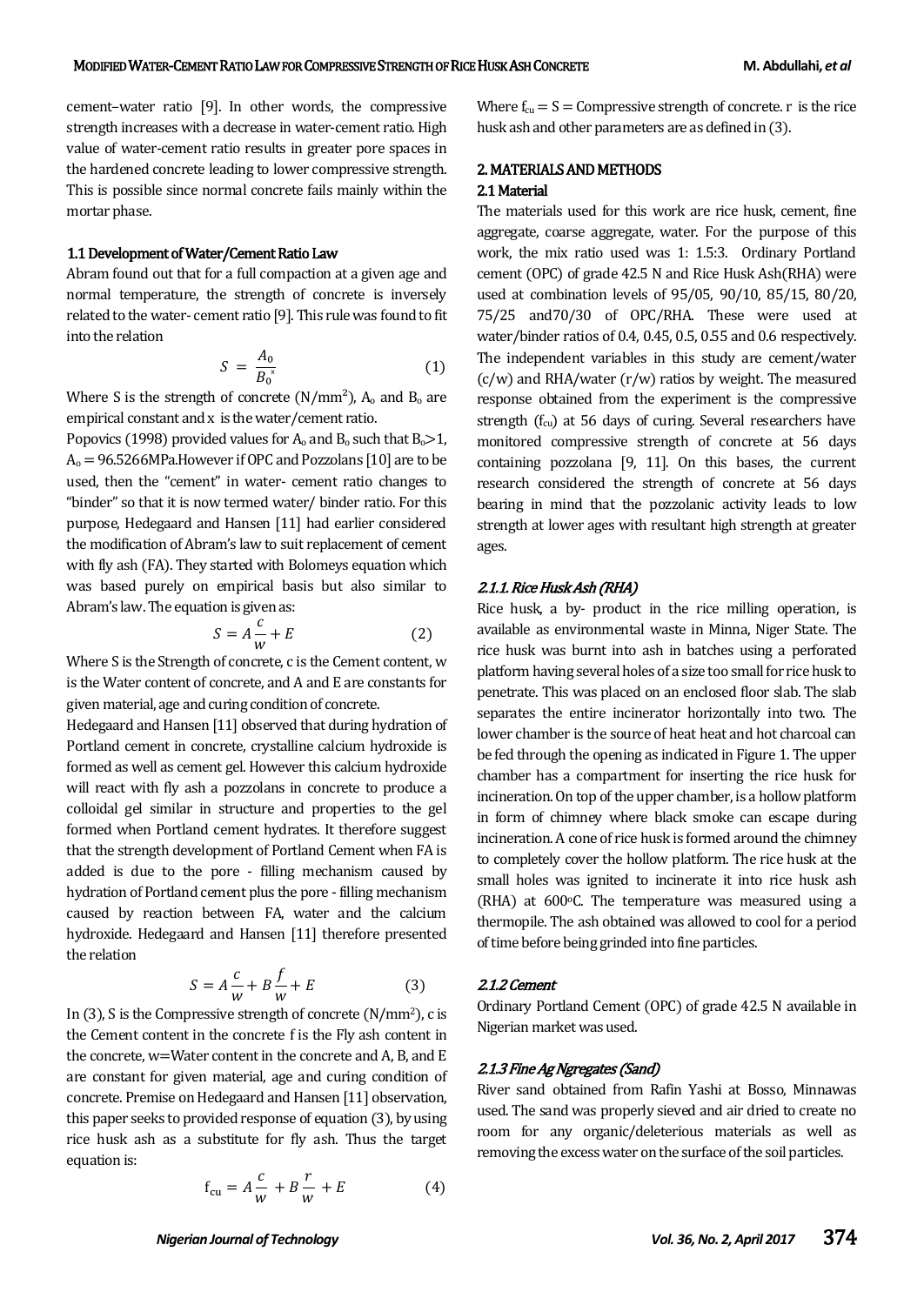cement–water ratio [9]. In other words, the compressive strength increases with a decrease in water-cement ratio. High value of water-cement ratio results in greater pore spaces in the hardened concrete leading to lower compressive strength. This is possible since normal concrete fails mainly within the mortar phase.

### 1.1 Development of Water/Cement Ratio Law

Abram found out that for a full compaction at a given age and normal temperature, the strength of concrete is inversely related to the water- cement ratio [9]. This rule was found to fit into the relation

$$S = \frac{A_0}{B_0^{\,x}} \qquad (1)$$

Where S is the strength of concrete (N/mm$^2$), $A_o$ and $B_o$ are empirical constant and x is the water/cement ratio.

Popovics (1998) provided values for $A_o$ and $B_o$ such that $B_o$>1, $A_o$ = 96.5266MPa.However if OPC and Pozzolans [10] are to be used, then the "cement" in water- cement ratio changes to "binder" so that it is now termed water/ binder ratio. For this purpose, Hedegaard and Hansen [11] had earlier considered the modification of Abram's law to suit replacement of cement with fly ash (FA). They started with Bolomeys equation which was based purely on empirical basis but also similar to Abram's law. The equation is given as:

$$S = A\frac{c}{w} + E \qquad (2)$$

Where S is the Strength of concrete, c is the Cement content, w is the Water content of concrete, and A and E are constants for given material, age and curing condition of concrete.

Hedegaard and Hansen [11] observed that during hydration of Portland cement in concrete, crystalline calcium hydroxide is formed as well as cement gel. However this calcium hydroxide will react with fly ash a pozzolans in concrete to produce a colloidal gel similar in structure and properties to the gel formed when Portland cement hydrates. It therefore suggest that the strength development of Portland Cement when FA is added is due to the pore - filling mechanism caused by hydration of Portland cement plus the pore - filling mechanism caused by reaction between FA, water and the calcium hydroxide. Hedegaard and Hansen [11] therefore presented the relation

$$S = A\frac{c}{w} + B\frac{f}{w} + E \qquad (3)$$

In (3), S is the Compressive strength of concrete (N/mm$^2$), c is the Cement content in the concrete f is the Fly ash content in the concrete, w=Water content in the concrete and A, B, and E are constant for given material, age and curing condition of concrete. Premise on Hedegaard and Hansen [11] observation, this paper seeks to provided response of equation (3), by using rice husk ash as a substitute for fly ash. Thus the target equation is:

$$f_{cu} = A\frac{c}{w} + B\frac{r}{w} + E \qquad (4)$$

Where $f_{cu}$ = S = Compressive strength of concrete. r is the rice husk ash and other parameters are as defined in (3).

## 2. MATERIALS AND METHODS

### 2.1 Material

The materials used for this work are rice husk, cement, fine aggregate, coarse aggregate, water. For the purpose of this work, the mix ratio used was 1: 1.5:3. Ordinary Portland cement (OPC) of grade 42.5 N and Rice Husk Ash(RHA) were used at combination levels of 95/05, 90/10, 85/15, 80/20, 75/25 and70/30 of OPC/RHA. These were used at water/binder ratios of 0.4, 0.45, 0.5, 0.55 and 0.6 respectively. The independent variables in this study are cement/water (c/w) and RHA/water (r/w) ratios by weight. The measured response obtained from the experiment is the compressive strength ($f_{cu}$) at 56 days of curing. Several researchers have monitored compressive strength of concrete at 56 days containing pozzolana [9, 11]. On this bases, the current research considered the strength of concrete at 56 days bearing in mind that the pozzolanic activity leads to low strength at lower ages with resultant high strength at greater ages.

#### *2.1.1. Rice Husk Ash (RHA)*

Rice husk, a by- product in the rice milling operation, is available as environmental waste in Minna, Niger State. The rice husk was burnt into ash in batches using a perforated platform having several holes of a size too small for rice husk to penetrate. This was placed on an enclosed floor slab. The slab separates the entire incinerator horizontally into two. The lower chamber is the source of heat heat and hot charcoal can be fed through the opening as indicated in Figure 1. The upper chamber has a compartment for inserting the rice husk for incineration. On top of the upper chamber, is a hollow platform in form of chimney where black smoke can escape during incineration. A cone of rice husk is formed around the chimney to completely cover the hollow platform. The rice husk at the small holes was ignited to incinerate it into rice husk ash (RHA) at 600$^o$C. The temperature was measured using a thermopile. The ash obtained was allowed to cool for a period of time before being grinded into fine particles.

#### *2.1.2 Cement*

Ordinary Portland Cement (OPC) of grade 42.5 N available in Nigerian market was used.

#### *2.1.3 Fine Ag Ngregates (Sand)*

River sand obtained from Rafin Yashi at Bosso, Minnawas used. The sand was properly sieved and air dried to create no room for any organic/deleterious materials as well as removing the excess water on the surface of the soil particles.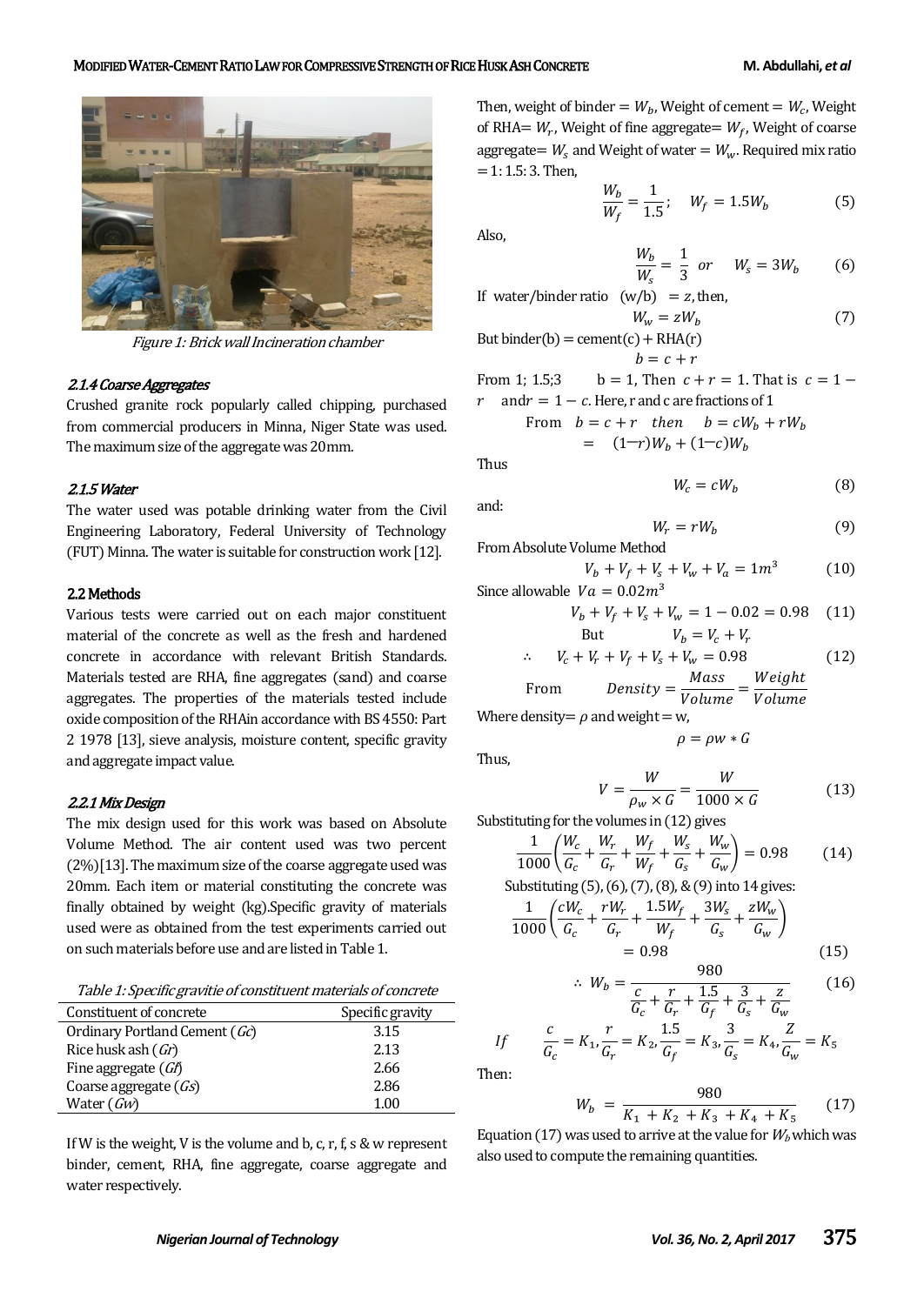*Figure 1: Brick wall Incineration chamber*

### *2.1.4 Coarse Aggregates*

Crushed granite rock popularly called chipping, purchased from commercial producers in Minna, Niger State was used. The maximum size of the aggregate was 20mm.

### *2.1.5 Water*

The water used was potable drinking water from the Civil Engineering Laboratory, Federal University of Technology (FUT) Minna. The water is suitable for construction work [12].

## 2.2 Methods

Various tests were carried out on each major constituent material of the concrete as well as the fresh and hardened concrete in accordance with relevant British Standards. Materials tested are RHA, fine aggregates (sand) and coarse aggregates. The properties of the materials tested include oxide composition of the RHAin accordance with BS 4550: Part 2 1978 [13], sieve analysis, moisture content, specific gravity and aggregate impact value.

### *2.2.1 Mix Design*

The mix design used for this work was based on Absolute Volume Method. The air content used was two percent (2%)[13]. The maximum size of the coarse aggregate used was 20mm. Each item or material constituting the concrete was finally obtained by weight (kg).Specific gravity of materials used were as obtained from the test experiments carried out on such materials before use and are listed in Table 1.

*Table 1: Specific gravitie of constituent materials of concrete*

| Constituent of concrete | Specific gravity |
|---|---|
| Ordinary Portland Cement (*Gc*) | 3.15 |
| Rice husk ash (*Gr*) | 2.13 |
| Fine aggregate (*Gf*) | 2.66 |
| Coarse aggregate (*Gs*) | 2.86 |
| Water (*Gw*) | 1.00 |

If W is the weight, V is the volume and b, c, r, f, s & w represent binder, cement, RHA, fine aggregate, coarse aggregate and water respectively.

Then, weight of binder = $W_b$, Weight of cement = $W_c$, Weight of RHA= $W_r$, Weight of fine aggregate= $W_f$, Weight of coarse aggregate= $W_s$ and Weight of water = $W_w$. Required mix ratio = 1: 1.5: 3. Then,

$$\frac{W_b}{W_f} = \frac{1}{1.5}; \quad W_f = 1.5W_b \tag{5}$$

Also,

$$\frac{W_b}{W_s} = \frac{1}{3} \ or \quad W_s = 3W_b \tag{6}$$

If water/binder ratio (w/b) $= z$, then,

$$W_w = zW_b \tag{7}$$

But binder(b) = cement(c) + RHA(r)

$$b = c + r$$

From 1; 1.5;3 b = 1, Then $c + r = 1$. That is $c = 1 - r$ and$r = 1 - c$. Here, r and c are fractions of 1

From $b = c + r$ then $b = cW_b + rW_b$

$= (1-r)W_b + (1-c)W_b$

Thus

$$W_c = cW_b \tag{8}$$

and:

$$W_r = rW_b \tag{9}$$

From Absolute Volume Method

$$V_b + V_f + V_s + V_w + V_a = 1m^3 \tag{10}$$

Since allowable $Va = 0.02m^3$

$$V_b + V_f + V_s + V_w = 1 - 0.02 = 0.98 \tag{11}$$

But $V_b = V_c + V_r$

$$\therefore \quad V_c + V_r + V_f + V_s + V_w = 0.98 \tag{12}$$

From $Density = \frac{Mass}{Volume} = \frac{Weight}{Volume}$

Where density= $\rho$ and weight = w,

$$\rho = \rho w * G$$

Thus,

$$V = \frac{W}{\rho_w \times G} = \frac{W}{1000 \times G} \tag{13}$$

Substituting for the volumes in (12) gives

$$\frac{1}{1000}\left(\frac{W_c}{G_c} + \frac{W_r}{G_r} + \frac{W_f}{W_f} + \frac{W_s}{G_s} + \frac{W_w}{G_w}\right) = 0.98 \tag{14}$$

Substituting (5), (6), (7), (8), & (9) into 14 gives:

$$\frac{1}{1000}\left(\frac{cW_c}{G_c} + \frac{rW_r}{G_r} + \frac{1.5W_f}{W_f} + \frac{3W_s}{G_s} + \frac{zW_w}{G_w}\right) = 0.98 \tag{15}$$

$$\therefore W_b = \frac{980}{\frac{c}{G_c} + \frac{r}{G_r} + \frac{1.5}{G_f} + \frac{3}{G_s} + \frac{z}{G_w}} \tag{16}$$

If $\frac{c}{G_c} = K_1, \frac{r}{G_r} = K_2, \frac{1.5}{G_f} = K_3, \frac{3}{G_s} = K_4, \frac{Z}{G_w} = K_5$

Then:

$$W_b = \frac{980}{K_1 + K_2 + K_3 + K_4 + K_5} \tag{17}$$

Equation (17) was used to arrive at the value for $W_b$ which was also used to compute the remaining quantities.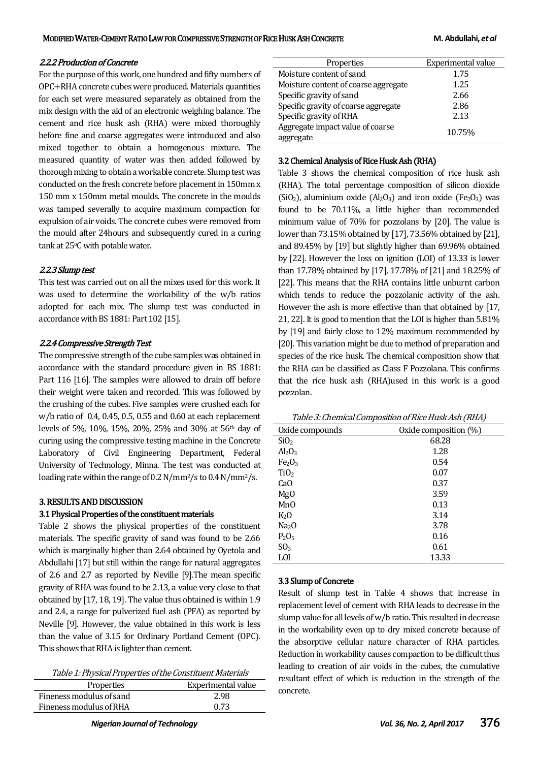#### 2.2.2 Production of Concrete

For the purpose of this work, one hundred and fifty numbers of OPC+RHA concrete cubes were produced. Materials quantities for each set were measured separately as obtained from the mix design with the aid of an electronic weighing balance. The cement and rice husk ash (RHA) were mixed thoroughly before fine and coarse aggregates were introduced and also mixed together to obtain a homogenous mixture. The measured quantity of water was then added followed by thorough mixing to obtain a workable concrete. Slump test was conducted on the fresh concrete before placement in 150mm x 150 mm x 150mm metal moulds. The concrete in the moulds was tamped severally to acquire maximum compaction for expulsion of air voids. The concrete cubes were removed from the mould after 24hours and subsequently cured in a curing tank at 25°C with potable water.

#### 2.2.3 Slump test

This test was carried out on all the mixes used for this work. It was used to determine the workability of the w/b ratios adopted for each mix. The slump test was conducted in accordance with BS 1881: Part 102 [15].

#### 2.2.4 Compressive Strength Test

The compressive strength of the cube samples was obtained in accordance with the standard procedure given in BS 1881: Part 116 [16]. The samples were allowed to drain off before their weight were taken and recorded. This was followed by the crushing of the cubes. Five samples were crushed each for w/b ratio of 0.4, 0.45, 0.5, 0.55 and 0.60 at each replacement levels of 5%, 10%, 15%, 20%, 25% and 30% at 56th day of curing using the compressive testing machine in the Concrete Laboratory of Civil Engineering Department, Federal University of Technology, Minna. The test was conducted at loading rate within the range of 0.2 N/mm²/s to 0.4 N/mm²/s.

## 3. RESULTS AND DISCUSSION

### 3.1 Physical Properties of the constituent materials

Table 2 shows the physical properties of the constituent materials. The specific gravity of sand was found to be 2.66 which is marginally higher than 2.64 obtained by Oyetola and Abdullahi [17] but still within the range for natural aggregates of 2.6 and 2.7 as reported by Neville [9]. The mean specific gravity of RHA was found to be 2.13, a value very close to that obtained by [17, 18, 19]. The value thus obtained is within 1.9 and 2.4, a range for pulverized fuel ash (PFA) as reported by Neville [9]. However, the value obtained in this work is less than the value of 3.15 for Ordinary Portland Cement (OPC). This shows that RHA is lighter than cement.

*Table 1: Physical Properties of the Constituent Materials*

| Properties | Experimental value |
|---|---|
| Fineness modulus of sand | 2.98 |
| Fineness modulus of RHA | 0.73 |
| Moisture content of sand | 1.75 |
| Moisture content of coarse aggregate | 1.25 |
| Specific gravity of sand | 2.66 |
| Specific gravity of coarse aggregate | 2.86 |
| Specific gravity of RHA | 2.13 |
| Aggregate impact value of coarse aggregate | 10.75% |

### 3.2 Chemical Analysis of Rice Husk Ash (RHA)

Table 3 shows the chemical composition of rice husk ash (RHA). The total percentage composition of silicon dioxide ($SiO_2$), aluminium oxide ($Al_2O_3$) and iron oxide ($Fe_2O_3$) was found to be 70.11%, a little higher than recommended minimum value of 70% for pozzolans by [20]. The value is lower than 73.15% obtained by [17], 73.56% obtained by [21], and 89.45% by [19] but slightly higher than 69.96% obtained by [22]. However the loss on ignition (LOI) of 13.33 is lower than 17.78% obtained by [17], 17.78% of [21] and 18.25% of [22]. This means that the RHA contains little unburnt carbon which tends to reduce the pozzolanic activity of the ash. However the ash is more effective than that obtained by [17, 21, 22]. It is good to mention that the LOI is higher than 5.81% by [19] and fairly close to 12% maximum recommended by [20]. This variation might be due to method of preparation and species of the rice husk. The chemical composition show that the RHA can be classified as Class F Pozzolana. This confirms that the rice husk ash (RHA)used in this work is a good pozzolan.

*Table 3: Chemical Composition of Rice Husk Ash (RHA)*

| Oxide compounds | Oxide composition (%) |
|---|---|
| $SiO_2$ | 68.28 |
| $Al_2O_3$ | 1.28 |
| $Fe_2O_3$ | 0.54 |
| $TiO_2$ | 0.07 |
| CaO | 0.37 |
| MgO | 3.59 |
| MnO | 0.13 |
| $K_2O$ | 3.14 |
| $Na_2O$ | 3.78 |
| $P_2O_5$ | 0.16 |
| $SO_3$ | 0.61 |
| LOI | 13.33 |

### 3.3 Slump of Concrete

Result of slump test in Table 4 shows that increase in replacement level of cement with RHA leads to decrease in the slump value for all levels of w/b ratio. This resulted in decrease in the workability even up to dry mixed concrete because of the absorptive cellular nature character of RHA particles. Reduction in workability causes compaction to be difficult thus leading to creation of air voids in the cubes, the cumulative resultant effect of which is reduction in the strength of the concrete.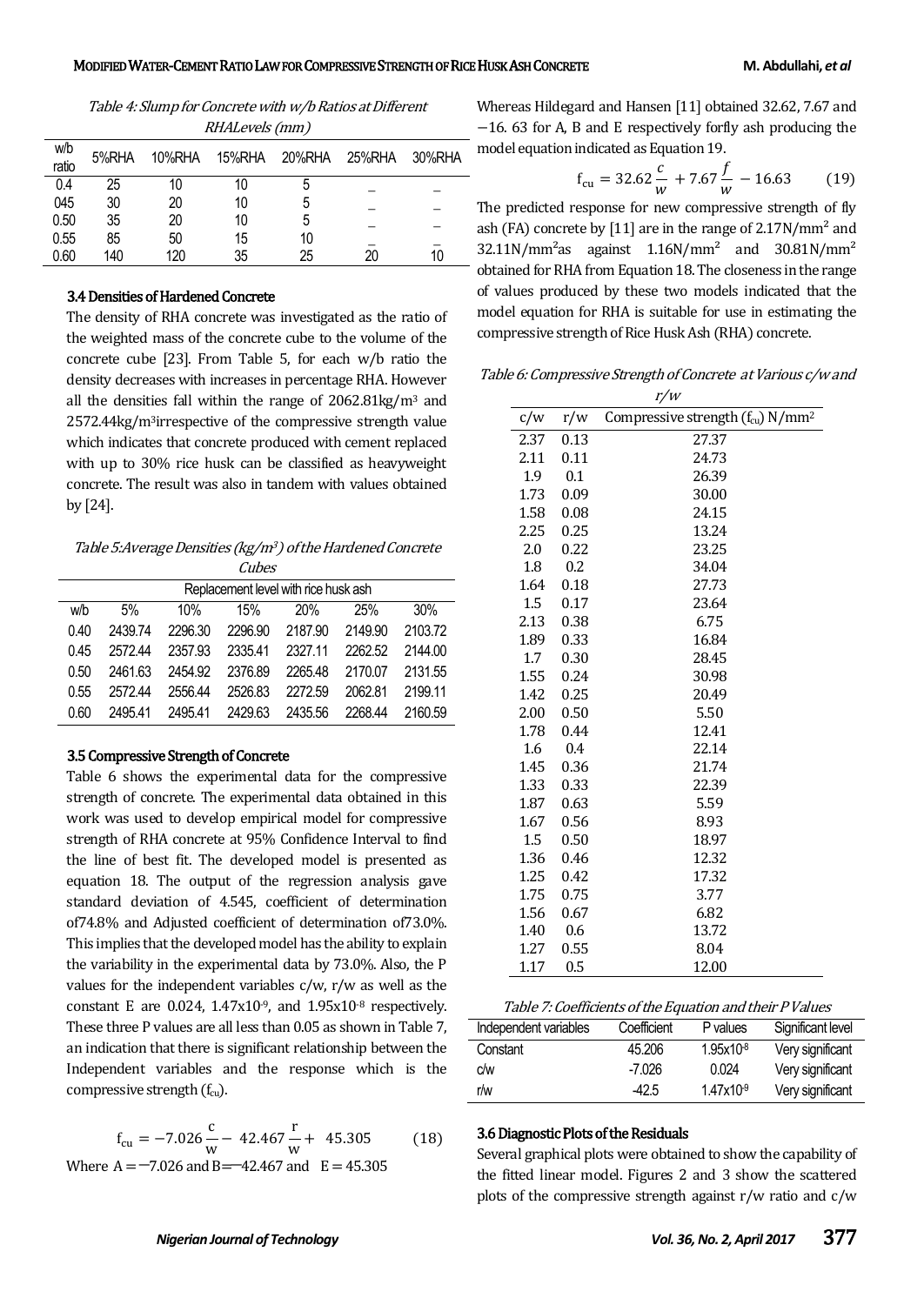*Table 4: Slump for Concrete with w/b Ratios at Different RHALevels (mm)*

| w/b ratio | 5%RHA | 10%RHA | 15%RHA | 20%RHA | 25%RHA | 30%RHA |
|---|---|---|---|---|---|---|
| 0.4 | 25 | 10 | 10 | 5 | _ | _ |
| 045 | 30 | 20 | 10 | 5 | _ | _ |
| 0.50 | 35 | 20 | 10 | 5 | _ | _ |
| 0.55 | 85 | 50 | 15 | 10 | _ | _ |
| 0.60 | 140 | 120 | 35 | 25 | 20 | 10 |

### 3.4 Densities of Hardened Concrete

The density of RHA concrete was investigated as the ratio of the weighted mass of the concrete cube to the volume of the concrete cube [23]. From Table 5, for each w/b ratio the density decreases with increases in percentage RHA. However all the densities fall within the range of 2062.81kg/m$^3$ and 2572.44kg/m$^3$irrespective of the compressive strength value which indicates that concrete produced with cement replaced with up to 30% rice husk can be classified as heavyweight concrete. The result was also in tandem with values obtained by [24].

*Table 5:Average Densities (kg/m$^3$) of the Hardened Concrete Cubes*

| | Replacement level with rice husk ash | | | | | |
|---|---|---|---|---|---|---|
| w/b | 5% | 10% | 15% | 20% | 25% | 30% |
| 0.40 | 2439.74 | 2296.30 | 2296.90 | 2187.90 | 2149.90 | 2103.72 |
| 0.45 | 2572.44 | 2357.93 | 2335.41 | 2327.11 | 2262.52 | 2144.00 |
| 0.50 | 2461.63 | 2454.92 | 2376.89 | 2265.48 | 2170.07 | 2131.55 |
| 0.55 | 2572.44 | 2556.44 | 2526.83 | 2272.59 | 2062.81 | 2199.11 |
| 0.60 | 2495.41 | 2495.41 | 2429.63 | 2435.56 | 2268.44 | 2160.59 |

### 3.5 Compressive Strength of Concrete

Table 6 shows the experimental data for the compressive strength of concrete. The experimental data obtained in this work was used to develop empirical model for compressive strength of RHA concrete at 95% Confidence Interval to find the line of best fit. The developed model is presented as equation 18. The output of the regression analysis gave standard deviation of 4.545, coefficient of determination of74.8% and Adjusted coefficient of determination of73.0%. This implies that the developed model has the ability to explain the variability in the experimental data by 73.0%. Also, the P values for the independent variables c/w, r/w as well as the constant E are 0.024, 1.47x10$^{-9}$, and 1.95x10$^{-8}$ respectively. These three P values are all less than 0.05 as shown in Table 7, an indication that there is significant relationship between the Independent variables and the response which is the compressive strength ($f_{cu}$).

$$f_{cu} = -7.026\frac{c}{w} - 42.467\frac{r}{w} + 45.305 \qquad (18)$$

Where A = −7.026 and B=−42.467 and E = 45.305

Whereas Hildegard and Hansen [11] obtained 32.62, 7.67 and −16. 63 for A, B and E respectively forfly ash producing the model equation indicated as Equation 19.

$$f_{cu} = 32.62\frac{c}{w} + 7.67\frac{f}{w} - 16.63 \qquad (19)$$

The predicted response for new compressive strength of fly ash (FA) concrete by [11] are in the range of 2.17N/mm$^2$ and 32.11N/mm$^2$as against 1.16N/mm$^2$ and 30.81N/mm$^2$ obtained for RHA from Equation 18. The closeness in the range of values produced by these two models indicated that the model equation for RHA is suitable for use in estimating the compressive strength of Rice Husk Ash (RHA) concrete.

*Table 6: Compressive Strength of Concrete at Various c/w and r/w*

| c/w | r/w | Compressive strength ($f_{cu}$) N/mm$^2$ |
|---|---|---|
| 2.37 | 0.13 | 27.37 |
| 2.11 | 0.11 | 24.73 |
| 1.9 | 0.1 | 26.39 |
| 1.73 | 0.09 | 30.00 |
| 1.58 | 0.08 | 24.15 |
| 2.25 | 0.25 | 13.24 |
| 2.0 | 0.22 | 23.25 |
| 1.8 | 0.2 | 34.04 |
| 1.64 | 0.18 | 27.73 |
| 1.5 | 0.17 | 23.64 |
| 2.13 | 0.38 | 6.75 |
| 1.89 | 0.33 | 16.84 |
| 1.7 | 0.30 | 28.45 |
| 1.55 | 0.24 | 30.98 |
| 1.42 | 0.25 | 20.49 |
| 2.00 | 0.50 | 5.50 |
| 1.78 | 0.44 | 12.41 |
| 1.6 | 0.4 | 22.14 |
| 1.45 | 0.36 | 21.74 |
| 1.33 | 0.33 | 22.39 |
| 1.87 | 0.63 | 5.59 |
| 1.67 | 0.56 | 8.93 |
| 1.5 | 0.50 | 18.97 |
| 1.36 | 0.46 | 12.32 |
| 1.25 | 0.42 | 17.32 |
| 1.75 | 0.75 | 3.77 |
| 1.56 | 0.67 | 6.82 |
| 1.40 | 0.6 | 13.72 |
| 1.27 | 0.55 | 8.04 |
| 1.17 | 0.5 | 12.00 |

*Table 7: Coefficients of the Equation and their P Values*

| Independent variables | Coefficient | P values | Significant level |
|---|---|---|---|
| Constant | 45.206 | 1.95x10$^{-8}$ | Very significant |
| c/w | -7.026 | 0.024 | Very significant |
| r/w | -42.5 | 1.47x10$^{-9}$ | Very significant |

### 3.6 Diagnostic Plots of the Residuals

Several graphical plots were obtained to show the capability of the fitted linear model. Figures 2 and 3 show the scattered plots of the compressive strength against r/w ratio and c/w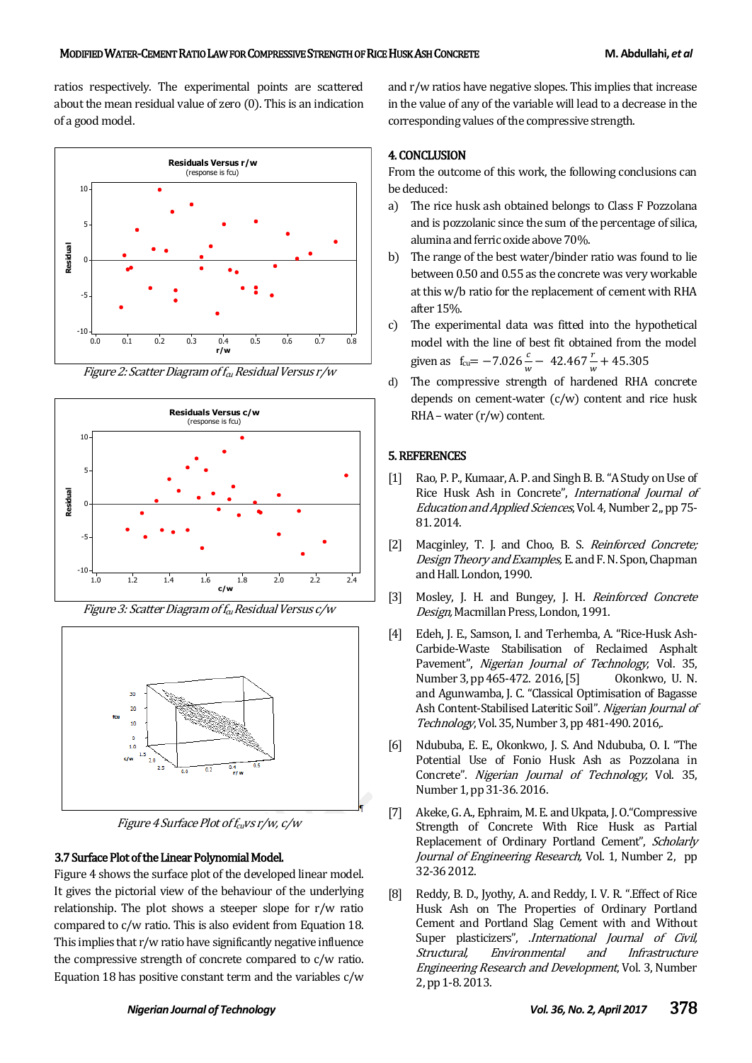ratios respectively. The experimental points are scattered about the mean residual value of zero (0). This is an indication of a good model.

*Figure 2: Scatter Diagram of $f_{cu}$ Residual Versus r/w*

*Figure 3: Scatter Diagram of $f_{cu}$ Residual Versus c/w*

*Figure 4 Surface Plot of $f_{cu}$ vs r/w, c/w*

### 3.7 Surface Plot of the Linear Polynomial Model.

Figure 4 shows the surface plot of the developed linear model. It gives the pictorial view of the behaviour of the underlying relationship. The plot shows a steeper slope for r/w ratio compared to c/w ratio. This is also evident from Equation 18. This implies that r/w ratio have significantly negative influence the compressive strength of concrete compared to c/w ratio. Equation 18 has positive constant term and the variables c/w and r/w ratios have negative slopes. This implies that increase in the value of any of the variable will lead to a decrease in the corresponding values of the compressive strength.

## 4. CONCLUSION

From the outcome of this work, the following conclusions can be deduced:

a) The rice husk ash obtained belongs to Class F Pozzolana and is pozzolanic since the sum of the percentage of silica, alumina and ferric oxide above 70%.
b) The range of the best water/binder ratio was found to lie between 0.50 and 0.55 as the concrete was very workable at this w/b ratio for the replacement of cement with RHA after 15%.
c) The experimental data was fitted into the hypothetical model with the line of best fit obtained from the model given as $f_{cu} = -7.026\frac{c}{w} - 42.467\frac{r}{w} + 45.305$
d) The compressive strength of hardened RHA concrete depends on cement-water (c/w) content and rice husk RHA – water (r/w) content.

## 5. REFERENCES

[1] Rao, P. P., Kumaar, A. P. and Singh B. B. "A Study on Use of Rice Husk Ash in Concrete", *International Journal of Education and Applied Sciences*, Vol. 4, Number 2,, pp 75-81. 2014.

[2] Macginley, T. J. and Choo, B. S. *Reinforced Concrete; Design Theory and Examples*, E. and F. N. Spon, Chapman and Hall. London, 1990.

[3] Mosley, J. H. and Bungey, J. H. *Reinforced Concrete Design*, Macmillan Press, London, 1991.

[4] Edeh, J. E., Samson, I. and Terhemba, A. "Rice-Husk Ash-Carbide-Waste Stabilisation of Reclaimed Asphalt Pavement", *Nigerian Journal of Technology*, Vol. 35, Number 3, pp 465-472. 2016, [5] Okonkwo, U. N. and Agunwamba, J. C. "Classical Optimisation of Bagasse Ash Content-Stabilised Lateritic Soil". *Nigerian Journal of Technology*, Vol. 35, Number 3, pp 481-490. 2016,.

[6] Ndububa, E. E., Okonkwo, J. S. And Ndububa, O. I. "The Potential Use of Fonio Husk Ash as Pozzolana in Concrete". *Nigerian Journal of Technology*, Vol. 35, Number 1, pp 31-36. 2016.

[7] Akeke, G. A., Ephraim, M. E. and Ukpata, J. O."Compressive Strength of Concrete With Rice Husk as Partial Replacement of Ordinary Portland Cement", *Scholarly Journal of Engineering Research*, Vol. 1, Number 2, pp 32-36 2012.

[8] Reddy, B. D., Jyothy, A. and Reddy, I. V. R. ".Effect of Rice Husk Ash on The Properties of Ordinary Portland Cement and Portland Slag Cement with and Without Super plasticizers", .*International Journal of Civil, Structural, Environmental and Infrastructure Engineering Research and Development*, Vol. 3, Number 2, pp 1-8. 2013.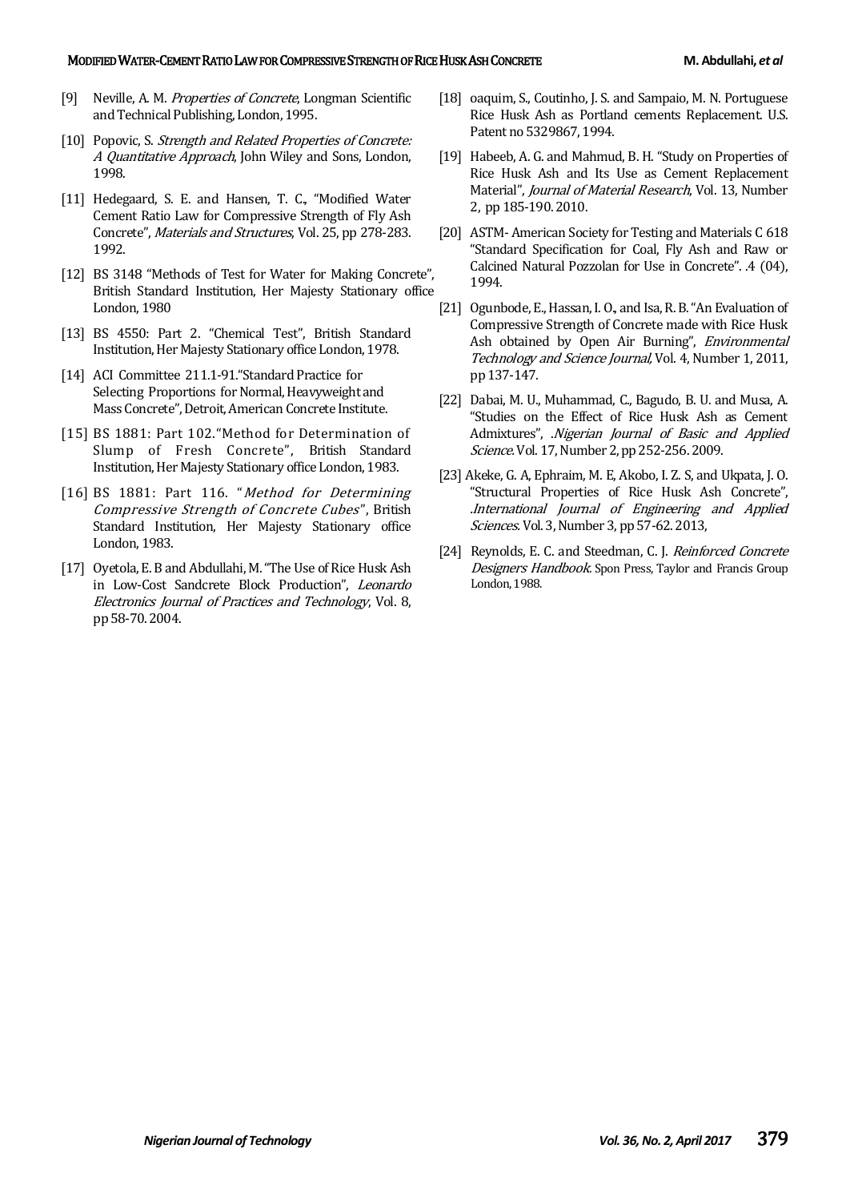[9] Neville, A. M. *Properties of Concrete*, Longman Scientific and Technical Publishing, London, 1995.

[10] Popovic, S. *Strength and Related Properties of Concrete: A Quantitative Approach*, John Wiley and Sons, London, 1998.

[11] Hedegaard, S. E. and Hansen, T. C., "Modified Water Cement Ratio Law for Compressive Strength of Fly Ash Concrete", *Materials and Structures*, Vol. 25, pp 278-283. 1992.

[12] BS 3148 "Methods of Test for Water for Making Concrete", British Standard Institution, Her Majesty Stationary office London, 1980

[13] BS 4550: Part 2. "Chemical Test", British Standard Institution, Her Majesty Stationary office London, 1978.

[14] ACI Committee 211.1-91."Standard Practice for Selecting Proportions for Normal, Heavyweight and Mass Concrete", Detroit, American Concrete Institute.

[15] BS 1881: Part 102."Method for Determination of Slump of Fresh Concrete", British Standard Institution, Her Majesty Stationary office London, 1983.

[16] BS 1881: Part 116. "*Method for Determining Compressive Strength of Concrete Cubes*", British Standard Institution, Her Majesty Stationary office London, 1983.

[17] Oyetola, E. B and Abdullahi, M. "The Use of Rice Husk Ash in Low-Cost Sandcrete Block Production", *Leonardo Electronics Journal of Practices and Technology*, Vol. 8, pp 58-70. 2004.

[18] oaquim, S., Coutinho, J. S. and Sampaio, M. N. Portuguese Rice Husk Ash as Portland cements Replacement. U.S. Patent no 5329867, 1994.

[19] Habeeb, A. G. and Mahmud, B. H. "Study on Properties of Rice Husk Ash and Its Use as Cement Replacement Material", *Journal of Material Research*, Vol. 13, Number 2, pp 185-190. 2010.

[20] ASTM- American Society for Testing and Materials C 618 "Standard Specification for Coal, Fly Ash and Raw or Calcined Natural Pozzolan for Use in Concrete". .4 (04), 1994.

[21] Ogunbode, E., Hassan, I. O., and Isa, R. B. "An Evaluation of Compressive Strength of Concrete made with Rice Husk Ash obtained by Open Air Burning", *Environmental Technology and Science Journal*, Vol. 4, Number 1, 2011, pp 137-147.

[22] Dabai, M. U., Muhammad, C., Bagudo, B. U. and Musa, A. "Studies on the Effect of Rice Husk Ash as Cement Admixtures", .*Nigerian Journal of Basic and Applied Science*. Vol. 17, Number 2, pp 252-256. 2009.

[23] Akeke, G. A, Ephraim, M. E, Akobo, I. Z. S, and Ukpata, J. O. "Structural Properties of Rice Husk Ash Concrete", .*International Journal of Engineering and Applied Sciences*. Vol. 3, Number 3, pp 57-62. 2013,

[24] Reynolds, E. C. and Steedman, C. J. *Reinforced Concrete Designers Handbook*. Spon Press, Taylor and Francis Group London, 1988.